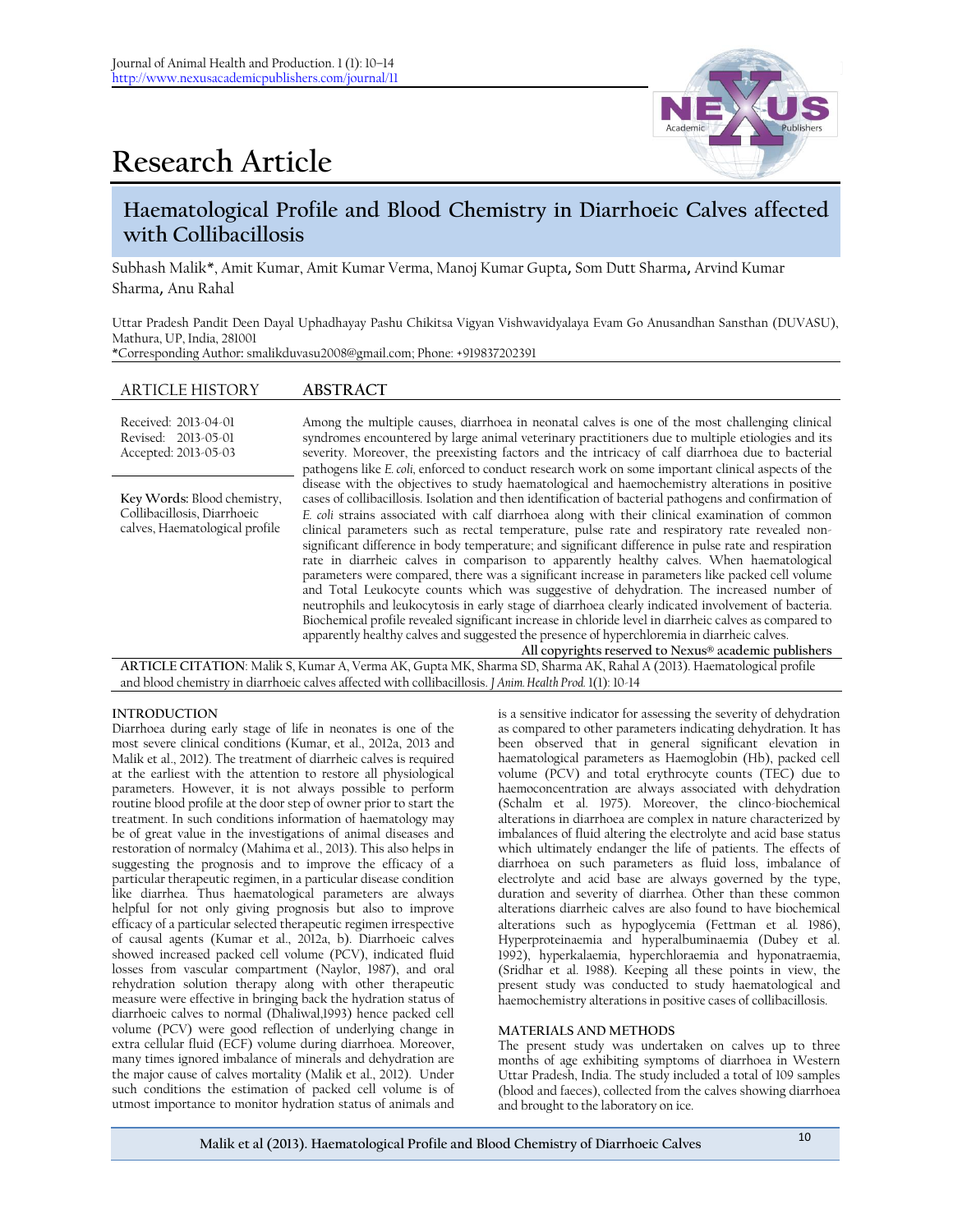# Research Article

## Haematological Profile and Blood Chemistry in Diarrhoeic Calves affected with Collibacillosis

Subhash Malik*, Amit Kumar, Amit Kumar Verma, Manoj Kumar Gupta, Som Dutt Sharma, Arvind Kumar Sharma, Anu Rahal

Uttar Pradesh Pandit Deen Dayal Uphadhayay Pashu Chikitsa Vigyan Vishwavidyalaya Evam Go Anusandhan Sansthan (DUVASU), Mathura, UP, India, 281001

*Corresponding Author: smalikduvasu2008@gmail.com; Phone: +919837202391

**ARTICLE HISTORY**

Received: 2013-04-01
Revised: 2013-05-01
Accepted: 2013-05-03

**Key Words:** Blood chemistry, Collibacillosis, Diarrhoeic calves, Haematological profile

**ABSTRACT**

Among the multiple causes, diarrhoea in neonatal calves is one of the most challenging clinical syndromes encountered by large animal veterinary practitioners due to multiple etiologies and its severity. Moreover, the preexisting factors and the intricacy of calf diarrhoea due to bacterial pathogens like *E. coli*, enforced to conduct research work on some important clinical aspects of the disease with the objectives to study haematological and haemochemistry alterations in positive cases of collibacillosis. Isolation and then identification of bacterial pathogens and confirmation of *E. coli* strains associated with calf diarrhoea along with their clinical examination of common clinical parameters such as rectal temperature, pulse rate and respiratory rate revealed non-significant difference in body temperature; and significant difference in pulse rate and respiration rate in diarrheic calves in comparison to apparently healthy calves. When haematological parameters were compared, there was a significant increase in parameters like packed cell volume and Total Leukocyte counts which was suggestive of dehydration. The increased number of neutrophils and leukocytosis in early stage of diarrhoea clearly indicated involvement of bacteria. Biochemical profile revealed significant increase in chloride level in diarrheic calves as compared to apparently healthy calves and suggested the presence of hyperchloremia in diarrheic calves.

All copyrights reserved to Nexus® academic publishers

**ARTICLE CITATION**: Malik S, Kumar A, Verma AK, Gupta MK, Sharma SD, Sharma AK, Rahal A (2013). Haematological profile and blood chemistry in diarrhoeic calves affected with collibacillosis. *J Anim. Health Prod.* 1(1): 10-14

### INTRODUCTION

Diarrhoea during early stage of life in neonates is one of the most severe clinical conditions (Kumar, et al., 2012a, 2013 and Malik et al., 2012). The treatment of diarrheic calves is required at the earliest with the attention to restore all physiological parameters. However, it is not always possible to perform routine blood profile at the door step of owner prior to start the treatment. In such conditions information of haematology may be of great value in the investigations of animal diseases and restoration of normalcy (Mahima et al., 2013). This also helps in suggesting the prognosis and to improve the efficacy of a particular therapeutic regimen, in a particular disease condition like diarrhea. Thus haematological parameters are always helpful for not only giving prognosis but also to improve efficacy of a particular selected therapeutic regimen irrespective of causal agents (Kumar et al., 2012a, b). Diarrhoeic calves showed increased packed cell volume (PCV), indicated fluid losses from vascular compartment (Naylor, 1987), and oral rehydration solution therapy along with other therapeutic measure were effective in bringing back the hydration status of diarrhoeic calves to normal (Dhaliwal,1993) hence packed cell volume (PCV) were good reflection of underlying change in extra cellular fluid (ECF) volume during diarrhoea. Moreover, many times ignored imbalance of minerals and dehydration are the major cause of calves mortality (Malik et al., 2012). Under such conditions the estimation of packed cell volume is of utmost importance to monitor hydration status of animals and is a sensitive indicator for assessing the severity of dehydration as compared to other parameters indicating dehydration. It has been observed that in general significant elevation in haematological parameters as Haemoglobin (Hb), packed cell volume (PCV) and total erythrocyte counts (TEC) due to haemoconcentration are always associated with dehydration (Schalm et al. 1975). Moreover, the clinco-biochemical alterations in diarrhoea are complex in nature characterized by imbalances of fluid altering the electrolyte and acid base status which ultimately endanger the life of patients. The effects of diarrhoea on such parameters as fluid loss, imbalance of electrolyte and acid base are always governed by the type, duration and severity of diarrhea. Other than these common alterations diarrheic calves are also found to have biochemical alterations such as hypoglycemia (Fettman et al. 1986), Hyperproteinaemia and hyperalbuminaemia (Dubey et al. 1992), hyperkalaemia, hyperchloraemia and hyponatraemia, (Sridhar et al. 1988). Keeping all these points in view, the present study was conducted to study haematological and haemochemistry alterations in positive cases of collibacillosis.

### MATERIALS AND METHODS

The present study was undertaken on calves up to three months of age exhibiting symptoms of diarrhoea in Western Uttar Pradesh, India. The study included a total of 109 samples (blood and faeces), collected from the calves showing diarrhoea and brought to the laboratory on ice.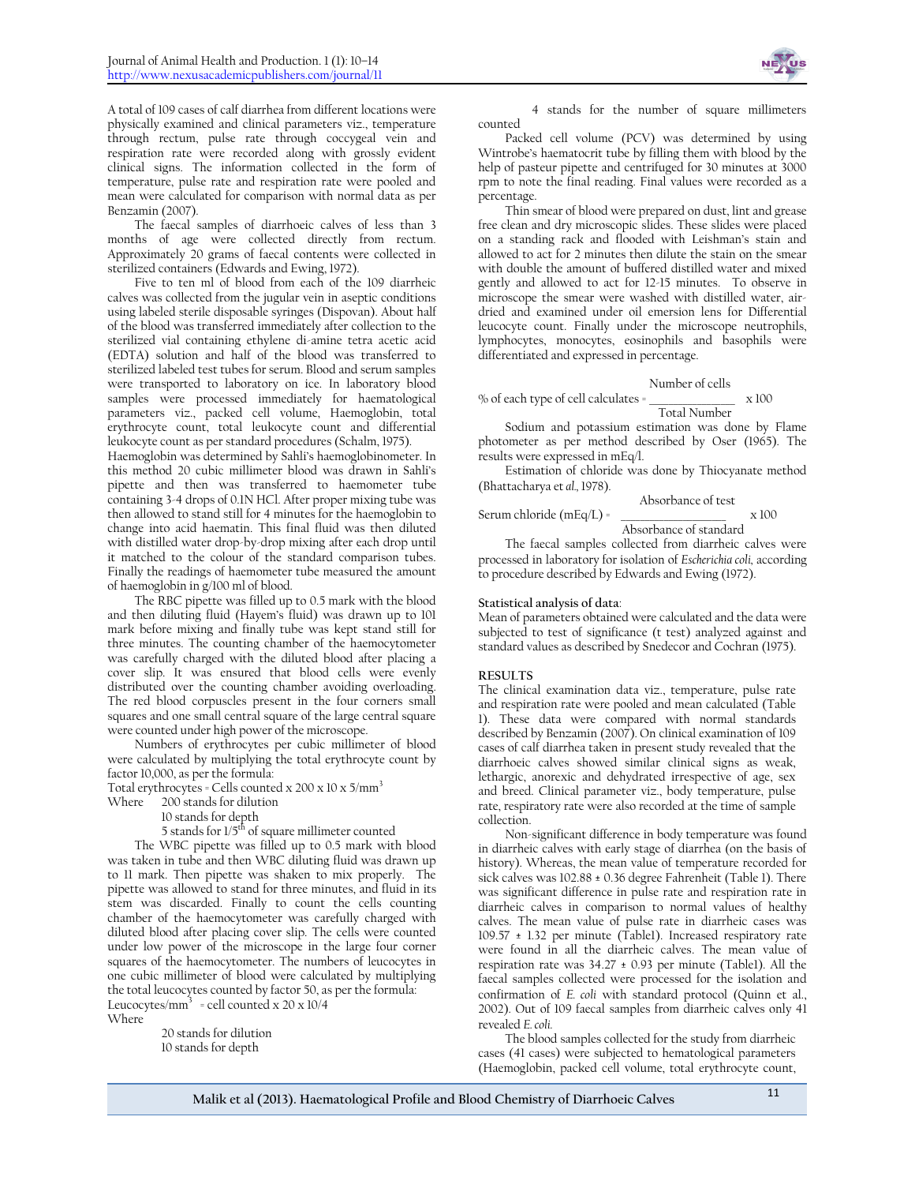A total of 109 cases of calf diarrhea from different locations were physically examined and clinical parameters viz., temperature through rectum, pulse rate through coccygeal vein and respiration rate were recorded along with grossly evident clinical signs. The information collected in the form of temperature, pulse rate and respiration rate were pooled and mean were calculated for comparison with normal data as per Benzamin (2007).

The faecal samples of diarrhoeic calves of less than 3 months of age were collected directly from rectum. Approximately 20 grams of faecal contents were collected in sterilized containers (Edwards and Ewing, 1972).

Five to ten ml of blood from each of the 109 diarrheic calves was collected from the jugular vein in aseptic conditions using labeled sterile disposable syringes (Dispovan). About half of the blood was transferred immediately after collection to the sterilized vial containing ethylene di-amine tetra acetic acid (EDTA) solution and half of the blood was transferred to sterilized labeled test tubes for serum. Blood and serum samples were transported to laboratory on ice. In laboratory blood samples were processed immediately for haematological parameters viz., packed cell volume, Haemoglobin, total erythrocyte count, total leukocyte count and differential leukocyte count as per standard procedures (Schalm, 1975).

Haemoglobin was determined by Sahli's haemoglobinometer. In this method 20 cubic millimeter blood was drawn in Sahli's pipette and then was transferred to haemometer tube containing 3-4 drops of 0.1N HCl. After proper mixing tube was then allowed to stand still for 4 minutes for the haemoglobin to change into acid haematin. This final fluid was then diluted with distilled water drop-by-drop mixing after each drop until it matched to the colour of the standard comparison tubes. Finally the readings of haemometer tube measured the amount of haemoglobin in g/100 ml of blood.

The RBC pipette was filled up to 0.5 mark with the blood and then diluting fluid (Hayem's fluid) was drawn up to 101 mark before mixing and finally tube was kept stand still for three minutes. The counting chamber of the haemocytometer was carefully charged with the diluted blood after placing a cover slip. It was ensured that blood cells were evenly distributed over the counting chamber avoiding overloading. The red blood corpuscles present in the four corners small squares and one small central square of the large central square were counted under high power of the microscope.

Numbers of erythrocytes per cubic millimeter of blood were calculated by multiplying the total erythrocyte count by factor 10,000, as per the formula:

Total erythrocytes = Cells counted x 200 x 10 x 5/$mm^3$

Where 200 stands for dilution

10 stands for depth

5 stands for 1/5$^{th}$ of square millimeter counted

The WBC pipette was filled up to 0.5 mark with blood was taken in tube and then WBC diluting fluid was drawn up to 11 mark. Then pipette was shaken to mix properly. The pipette was allowed to stand for three minutes, and fluid in its stem was discarded. Finally to count the cells counting chamber of the haemocytometer was carefully charged with diluted blood after placing cover slip. The cells were counted under low power of the microscope in the large four corner squares of the haemocytometer. The numbers of leucocytes in one cubic millimeter of blood were calculated by multiplying the total leucocytes counted by factor 50, as per the formula:

Leucocytes/$mm^3$ = cell counted x 20 x 10/4

Where

20 stands for dilution

10 stands for depth

4 stands for the number of square millimeters counted

Packed cell volume (PCV) was determined by using Wintrobe's haematocrit tube by filling them with blood by the help of pasteur pipette and centrifuged for 30 minutes at 3000 rpm to note the final reading. Final values were recorded as a percentage.

Thin smear of blood were prepared on dust, lint and grease free clean and dry microscopic slides. These slides were placed on a standing rack and flooded with Leishman's stain and allowed to act for 2 minutes then dilute the stain on the smear with double the amount of buffered distilled water and mixed gently and allowed to act for 12-15 minutes. To observe in microscope the smear were washed with distilled water, air-dried and examined under oil emersion lens for Differential leucocyte count. Finally under the microscope neutrophils, lymphocytes, monocytes, eosinophils and basophils were differentiated and expressed in percentage.

$$\% \text{ of each type of cell calculates} = \frac{\text{Number of cells}}{\text{Total Number}} \times 100$$

Sodium and potassium estimation was done by Flame photometer as per method described by Oser (1965). The results were expressed in mEq/l.

Estimation of chloride was done by Thiocyanate method (Bhattacharya et *al*., 1978).

$$\text{Serum chloride (mEq/L)} = \frac{\text{Absorbance of test}}{\text{Absorbance of standard}} \times 100$$

The faecal samples collected from diarrheic calves were processed in laboratory for isolation of *Escherichia coli*, according to procedure described by Edwards and Ewing (1972).

**Statistical analysis of data**:

Mean of parameters obtained were calculated and the data were subjected to test of significance (t test) analyzed against and standard values as described by Snedecor and Cochran (1975).

## RESULTS

The clinical examination data viz., temperature, pulse rate and respiration rate were pooled and mean calculated (Table 1). These data were compared with normal standards described by Benzamin (2007). On clinical examination of 109 cases of calf diarrhea taken in present study revealed that the diarrhoeic calves showed similar clinical signs as weak, lethargic, anorexic and dehydrated irrespective of age, sex and breed. Clinical parameter viz., body temperature, pulse rate, respiratory rate were also recorded at the time of sample collection.

Non-significant difference in body temperature was found in diarrheic calves with early stage of diarrhea (on the basis of history). Whereas, the mean value of temperature recorded for sick calves was 102.88 ± 0.36 degree Fahrenheit (Table 1). There was significant difference in pulse rate and respiration rate in diarrheic calves in comparison to normal values of healthy calves. The mean value of pulse rate in diarrheic cases was 109.57 ± 1.32 per minute (Table1). Increased respiratory rate were found in all the diarrheic calves. The mean value of respiration rate was 34.27 ± 0.93 per minute (Table1). All the faecal samples collected were processed for the isolation and confirmation of *E. coli* with standard protocol (Quinn et al., 2002). Out of 109 faecal samples from diarrheic calves only 41 revealed *E. coli.*

The blood samples collected for the study from diarrheic cases (41 cases) were subjected to hematological parameters (Haemoglobin, packed cell volume, total erythrocyte count,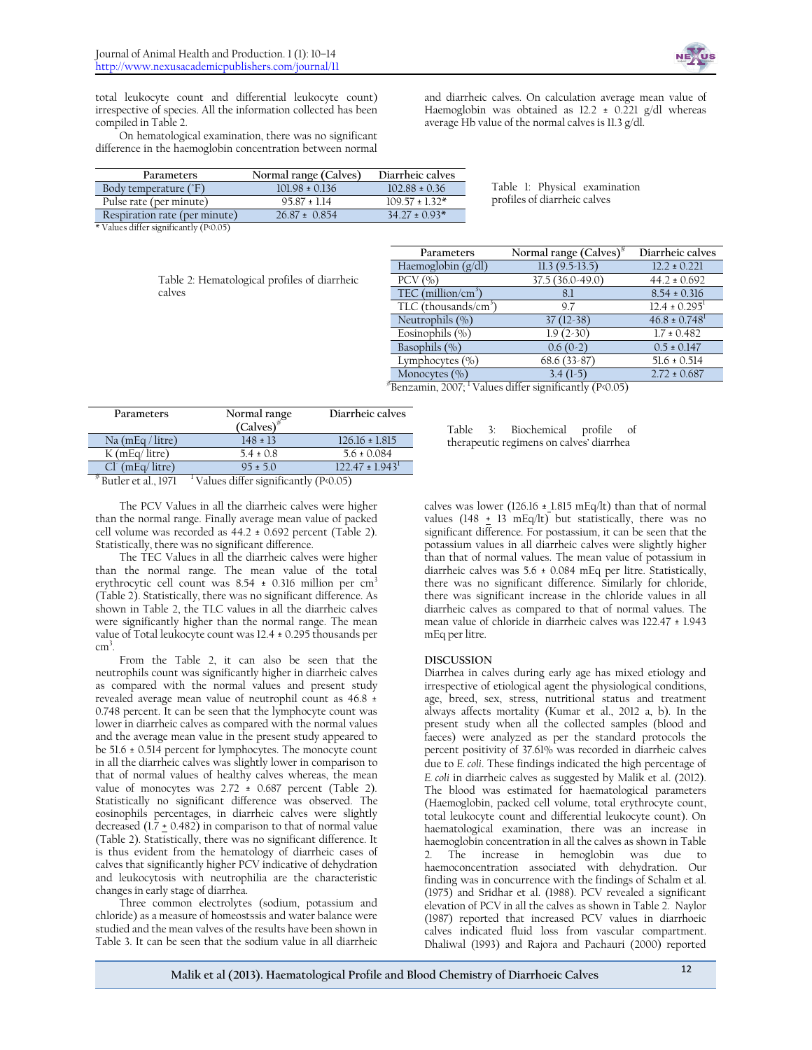total leukocyte count and differential leukocyte count) irrespective of species. All the information collected has been compiled in Table 2.

On hematological examination, there was no significant difference in the haemoglobin concentration between normal and diarrheic calves. On calculation average mean value of Haemoglobin was obtained as 12.2 ± 0.221 g/dl whereas average Hb value of the normal calves is 11.3 g/dl.

| Parameters | Normal range (Calves) | Diarrheic calves |
|---|---|---|
| Body temperature (°F) | 101.98 ± 0.136 | 102.88 ± 0.36 |
| Pulse rate (per minute) | 95.87 ± 1.14 | 109.57 ± 1.32* |
| Respiration rate (per minute) | 26.87 ± 0.854 | 34.27 ± 0.93* |

* Values differ significantly (P<0.05)

Table 1: Physical examination profiles of diarrheic calves

Table 2: Hematological profiles of diarrheic calves

| Parameters | Normal range (Calves)[#] | Diarrheic calves |
|---|---|---|
| Haemoglobin (g/dl) | 11.3 (9.5-13.5) | 12.2 ± 0.221 |
| PCV (%) | 37.5 (36.0-49.0) | 44.2 ± 0.692 |
| TEC (million/cm$^3$) | 8.1 | 8.54 ± 0.316 |
| TLC (thousands/cm$^3$) | 9.7 | 12.4 ± 0.295[1] |
| Neutrophils (%) | 37 (12-38) | 46.8 ± 0.748[1] |
| Eosinophils (%) | 1.9 (2-30) | 1.7 ± 0.482 |
| Basophils (%) | 0.6 (0-2) | 0.5 ± 0.147 |
| Lymphocytes (%) | 68.6 (33-87) | 51.6 ± 0.514 |
| Monocytes (%) | 3.4 (1-5) | 2.72 ± 0.687 |

[#]Benzamin, 2007; [1] Values differ significantly (P<0.05)

| Parameters | Normal range (Calves)[#] | Diarrheic calves |
|---|---|---|
| Na (mEq / litre) | 148 ± 13 | 126.16 ± 1.815 |
| K (mEq/ litre) | 5.4 ± 0.8 | 5.6 ± 0.084 |
| Cl (mEq/ litre) | 95 ± 5.0 | 122.47 ± 1.943[1] |

[#] Butler et al., 1971 [1] Values differ significantly (P<0.05)

Table 3: Biochemical profile of therapeutic regimens on calves' diarrhea

The PCV Values in all the diarrheic calves were higher than the normal range. Finally average mean value of packed cell volume was recorded as 44.2 ± 0.692 percent (Table 2). Statistically, there was no significant difference.

The TEC Values in all the diarrheic calves were higher than the normal range. The mean value of the total erythrocytic cell count was 8.54 ± 0.316 million per cm$^3$ (Table 2). Statistically, there was no significant difference. As shown in Table 2, the TLC values in all the diarrheic calves were significantly higher than the normal range. The mean value of Total leukocyte count was 12.4 ± 0.295 thousands per cm$^3$.

From the Table 2, it can also be seen that the neutrophils count was significantly higher in diarrheic calves as compared with the normal values and present study revealed average mean value of neutrophil count as 46.8 ± 0.748 percent. It can be seen that the lymphocyte count was lower in diarrheic calves as compared with the normal values and the average mean value in the present study appeared to be 51.6 ± 0.514 percent for lymphocytes. The monocyte count in all the diarrheic calves was slightly lower in comparison to that of normal values of healthy calves whereas, the mean value of monocytes was 2.72 ± 0.687 percent (Table 2). Statistically no significant difference was observed. The eosinophils percentages, in diarrheic calves were slightly decreased (1.7 ± 0.482) in comparison to that of normal value (Table 2). Statistically, there was no significant difference. It is thus evident from the hematology of diarrheic cases of calves that significantly higher PCV indicative of dehydration and leukocytosis with neutrophilia are the characteristic changes in early stage of diarrhea.

Three common electrolytes (sodium, potassium and chloride) as a measure of homeostssis and water balance were studied and the mean valves of the results have been shown in Table 3. It can be seen that the sodium value in all diarrheic calves was lower (126.16 ± 1.815 mEq/lt) than that of normal values (148 ± 13 mEq/lt) but statistically, there was no significant difference. For postassium, it can be seen that the potassium values in all diarrheic calves were slightly higher than that of normal values. The mean value of potassium in diarrheic calves was 5.6 ± 0.084 mEq per litre. Statistically, there was no significant difference. Similarly for chloride, there was significant increase in the chloride values in all diarrheic calves as compared to that of normal values. The mean value of chloride in diarrheic calves was 122.47 ± 1.943 mEq per litre.

## DISCUSSION

Diarrhea in calves during early age has mixed etiology and irrespective of etiological agent the physiological conditions, age, breed, sex, stress, nutritional status and treatment always affects mortality (Kumar et al., 2012 a, b). In the present study when all the collected samples (blood and faeces) were analyzed as per the standard protocols the percent positivity of 37.61% was recorded in diarrheic calves due to *E. coli*. These findings indicated the high percentage of *E. coli* in diarrheic calves as suggested by Malik et al. (2012). The blood was estimated for haematological parameters (Haemoglobin, packed cell volume, total erythrocyte count, total leukocyte count and differential leukocyte count). On haematological examination, there was an increase in haemoglobin concentration in all the calves as shown in Table 2. The increase in hemoglobin was due to haemoconcentration associated with dehydration. Our finding was in concurrence with the findings of Schalm et al. (1975) and Sridhar et al. (1988). PCV revealed a significant elevation of PCV in all the calves as shown in Table 2. Naylor (1987) reported that increased PCV values in diarrhoeic calves indicated fluid loss from vascular compartment. Dhaliwal (1993) and Rajora and Pachauri (2000) reported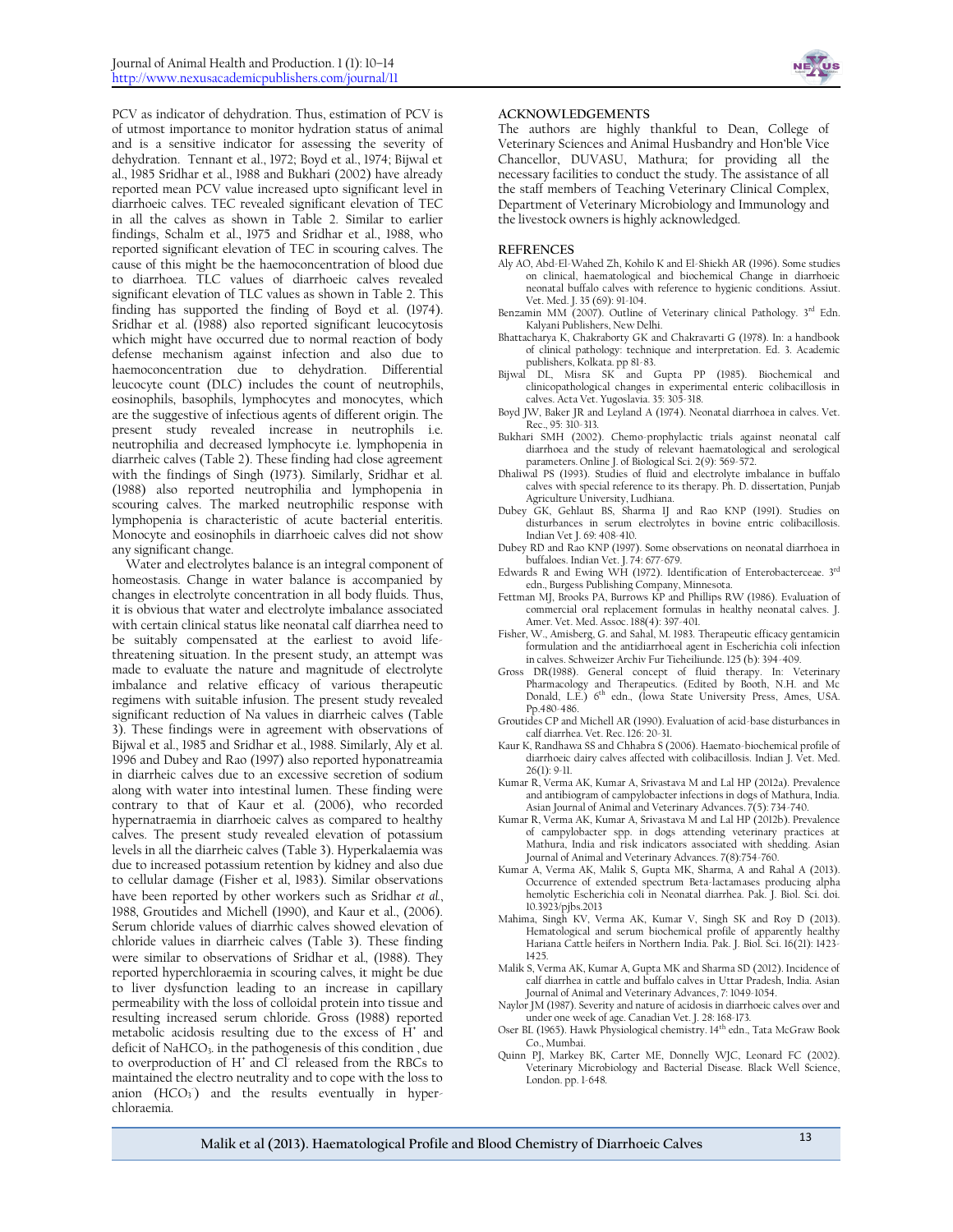PCV as indicator of dehydration. Thus, estimation of PCV is of utmost importance to monitor hydration status of animal and is a sensitive indicator for assessing the severity of dehydration. Tennant et al., 1972; Boyd et al., 1974; Bijwal et al., 1985 Sridhar et al., 1988 and Bukhari (2002) have already reported mean PCV value increased upto significant level in diarrhoeic calves. TEC revealed significant elevation of TEC in all the calves as shown in Table 2. Similar to earlier findings, Schalm et al., 1975 and Sridhar et al., 1988, who reported significant elevation of TEC in scouring calves. The cause of this might be the haemoconcentration of blood due to diarrhoea. TLC values of diarrhoeic calves revealed significant elevation of TLC values as shown in Table 2. This finding has supported the finding of Boyd et al. (1974). Sridhar et al. (1988) also reported significant leucocytosis which might have occurred due to normal reaction of body defense mechanism against infection and also due to haemoconcentration due to dehydration. Differential leucocyte count (DLC) includes the count of neutrophils, eosinophils, basophils, lymphocytes and monocytes, which are the suggestive of infectious agents of different origin. The present study revealed increase in neutrophils i.e. neutrophilia and decreased lymphocyte i.e. lymphopenia in diarrheic calves (Table 2). These finding had close agreement with the findings of Singh (1973). Similarly, Sridhar et al. (1988) also reported neutrophilia and lymphopenia in scouring calves. The marked neutrophilic response with lymphopenia is characteristic of acute bacterial enteritis. Monocyte and eosinophils in diarrhoeic calves did not show any significant change.

Water and electrolytes balance is an integral component of homeostasis. Change in water balance is accompanied by changes in electrolyte concentration in all body fluids. Thus, it is obvious that water and electrolyte imbalance associated with certain clinical status like neonatal calf diarrhea need to be suitably compensated at the earliest to avoid life-threatening situation. In the present study, an attempt was made to evaluate the nature and magnitude of electrolyte imbalance and relative efficacy of various therapeutic regimens with suitable infusion. The present study revealed significant reduction of Na values in diarrheic calves (Table 3). These findings were in agreement with observations of Bijwal et al., 1985 and Sridhar et al., 1988. Similarly, Aly et al. 1996 and Dubey and Rao (1997) also reported hyponatreamia in diarrheic calves due to an excessive secretion of sodium along with water into intestinal lumen. These finding were contrary to that of Kaur et al. (2006), who recorded hypernatraemia in diarrhoeic calves as compared to healthy calves. The present study revealed elevation of potassium levels in all the diarrheic calves (Table 3). Hyperkalaemia was due to increased potassium retention by kidney and also due to cellular damage (Fisher et al, 1983). Similar observations have been reported by other workers such as Sridhar *et al.*, 1988, Groutides and Michell (1990), and Kaur et al., (2006). Serum chloride values of diarrhic calves showed elevation of chloride values in diarrheic calves (Table 3). These finding were similar to observations of Sridhar et al., (1988). They reported hyperchloraemia in scouring calves, it might be due to liver dysfunction leading to an increase in capillary permeability with the loss of colloidal protein into tissue and resulting increased serum chloride. Gross (1988) reported metabolic acidosis resulting due to the excess of $H^+$ and deficit of $NaHCO_3$. in the pathogenesis of this condition , due to overproduction of $H^+$ and $Cl^-$ released from the RBCs to maintained the electro neutrality and to cope with the loss to anion ($HCO_3^-$) and the results eventually in hyper-chloraemia.

## ACKNOWLEDGEMENTS

The authors are highly thankful to Dean, College of Veterinary Sciences and Animal Husbandry and Hon'ble Vice Chancellor, DUVASU, Mathura; for providing all the necessary facilities to conduct the study. The assistance of all the staff members of Teaching Veterinary Clinical Complex, Department of Veterinary Microbiology and Immunology and the livestock owners is highly acknowledged.

## REFRENCES

Aly AO, Abd-El-Wahed Zh, Kohilo K and El-Shiekh AR (1996). Some studies on clinical, haematological and biochemical Change in diarrhoeic neonatal buffalo calves with reference to hygienic conditions. Assiut. Vet. Med. J. 35 (69): 91-104.

Benzamin MM (2007). Outline of Veterinary clinical Pathology. 3rd Edn. Kalyani Publishers, New Delhi.

Bhattacharya K, Chakraborty GK and Chakravarti G (1978). In: a handbook of clinical pathology: technique and interpretation. Ed. 3. Academic publishers, Kolkata. pp 81-83.

Bijwal DL, Misra SK and Gupta PP (1985). Biochemical and clinicopathological changes in experimental enteric colibacillosis in calves. Acta Vet. Yugoslavia. 35: 305-318.

Boyd JW, Baker JR and Leyland A (1974). Neonatal diarrhoea in calves. Vet. Rec., 95: 310-313.

Bukhari SMH (2002). Chemo-prophylactic trials against neonatal calf diarrhoea and the study of relevant haematological and serological parameters. Online J. of Biological Sci. 2(9): 569-572.

Dhaliwal PS (1993). Studies of fluid and electrolyte imbalance in buffalo calves with special reference to its therapy. Ph. D. dissertation, Punjab Agriculture University, Ludhiana.

Dubey GK, Gehlaut BS, Sharma IJ and Rao KNP (1991). Studies on disturbances in serum electrolytes in bovine entric colibacillosis. Indian Vet J. 69: 408-410.

Dubey RD and Rao KNP (1997). Some observations on neonatal diarrhoea in buffaloes. Indian Vet. J. 74: 677-679.

Edwards R and Ewing WH (1972). Identification of Enterobacterceae. 3rd edn., Burgess Publishing Company, Minnesota.

Fettman MJ, Brooks PA, Burrows KP and Phillips RW (1986). Evaluation of commercial oral replacement formulas in healthy neonatal calves. J. Amer. Vet. Med. Assoc. 188(4): 397-401.

Fisher, W., Amisberg, G. and Sahal, M. 1983. Therapeutic efficacy gentamicin formulation and the antidiarrhoeal agent in Escherichia coli infection in calves. Schweizer Archiv Fur Tieheiliunde. 125 (b): 394-409.

Gross DR(1988). General concept of fluid therapy. In: Veterinary Pharmacology and Therapeutics. (Edited by Booth, N.H. and Mc Donald, L.E.) 6th edn., (Iowa State University Press, Ames, USA. Pp.480-486.

Groutides CP and Michell AR (1990). Evaluation of acid-base disturbances in calf diarrhea. Vet. Rec. 126: 20-31.

Kaur K, Randhawa SS and Chhabra S (2006). Haemato-biochemical profile of diarrhoeic dairy calves affected with colibacillosis. Indian J. Vet. Med. 26(1): 9-11.

Kumar R, Verma AK, Kumar A, Srivastava M and Lal HP (2012a). Prevalence and antibiogram of campylobacter infections in dogs of Mathura, India. Asian Journal of Animal and Veterinary Advances. 7(5): 734-740.

Kumar R, Verma AK, Kumar A, Srivastava M and Lal HP (2012b). Prevalence of campylobacter spp. in dogs attending veterinary practices at Mathura, India and risk indicators associated with shedding. Asian Journal of Animal and Veterinary Advances. 7(8):754-760.

Kumar A, Verma AK, Malik S, Gupta MK, Sharma, A and Rahal A (2013). Occurrence of extended spectrum Beta-lactamases producing alpha hemolytic Escherichia coli in Neonatal diarrhea. Pak. J. Biol. Sci. doi. 10.3923/pjbs.2013

Mahima, Singh KV, Verma AK, Kumar V, Singh SK and Roy D (2013). Hematological and serum biochemical profile of apparently healthy Hariana Cattle heifers in Northern India. Pak. J. Biol. Sci. 16(21): 1423-1425.

Malik S, Verma AK, Kumar A, Gupta MK and Sharma SD (2012). Incidence of calf diarrhea in cattle and buffalo calves in Uttar Pradesh, India. Asian Journal of Animal and Veterinary Advances, 7: 1049-1054.

Naylor JM (1987). Severity and nature of acidosis in diarrhoeic calves over and under one week of age. Canadian Vet. J. 28: 168-173.

Oser BL (1965). Hawk Physiological chemistry. 14th edn., Tata McGraw Book Co., Mumbai.

Quinn PJ, Markey BK, Carter ME, Donnelly WJC, Leonard FC (2002). Veterinary Microbiology and Bacterial Disease. Black Well Science, London. pp. 1-648.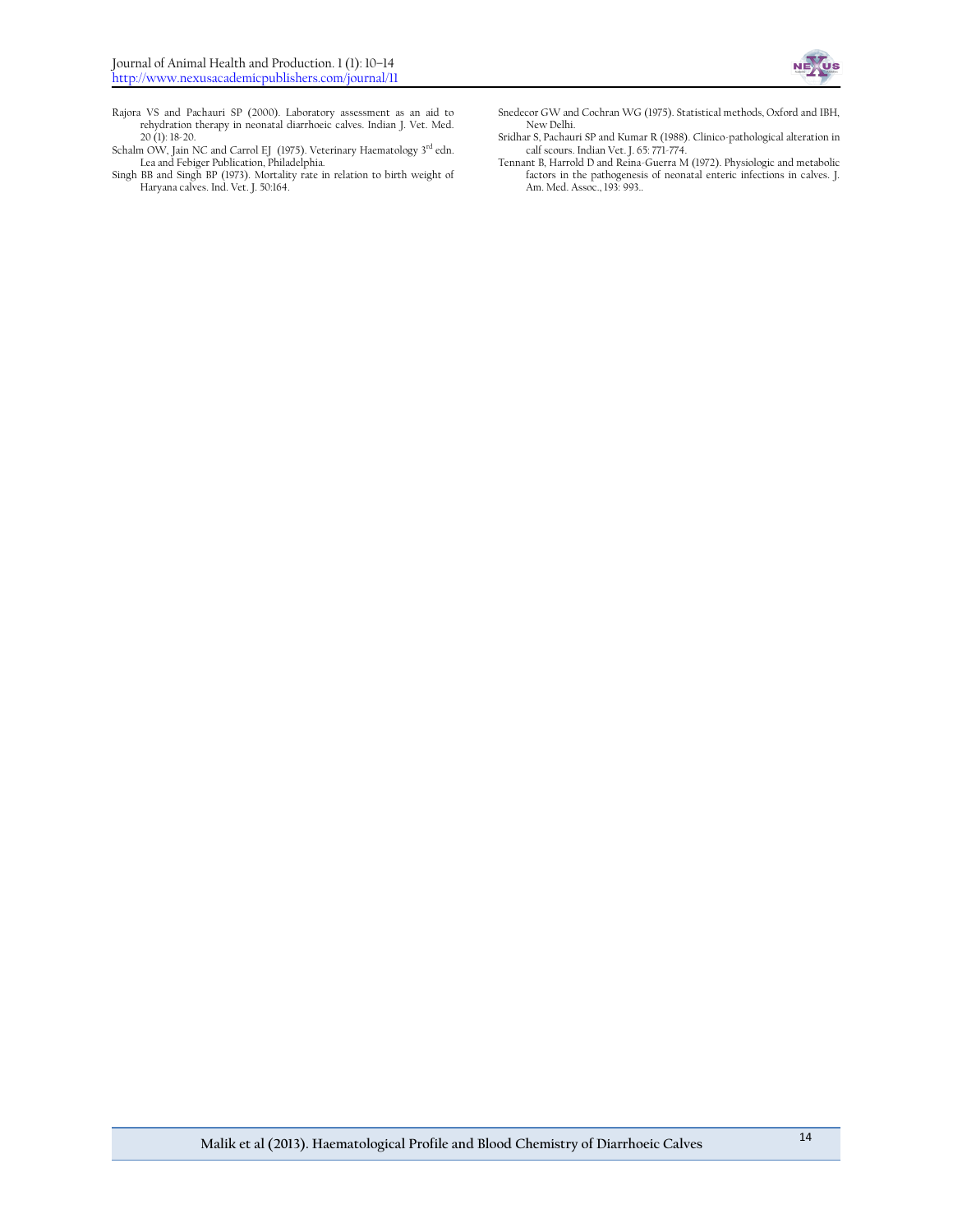Rajora VS and Pachauri SP (2000). Laboratory assessment as an aid to rehydration therapy in neonatal diarrhoeic calves. Indian J. Vet. Med. 20 (1): 18-20.

Schalm OW, Jain NC and Carrol EJ (1975). Veterinary Haematology 3rd edn. Lea and Febiger Publication, Philadelphia.

Singh BB and Singh BP (1973). Mortality rate in relation to birth weight of Haryana calves. Ind. Vet. J. 50:164.

Snedecor GW and Cochran WG (1975). Statistical methods, Oxford and IBH, New Delhi.

Sridhar S, Pachauri SP and Kumar R (1988). Clinico-pathological alteration in calf scours. Indian Vet. J. 65: 771-774.

Tennant B, Harrold D and Reina-Guerra M (1972). Physiologic and metabolic factors in the pathogenesis of neonatal enteric infections in calves. J. Am. Med. Assoc., 193: 993..